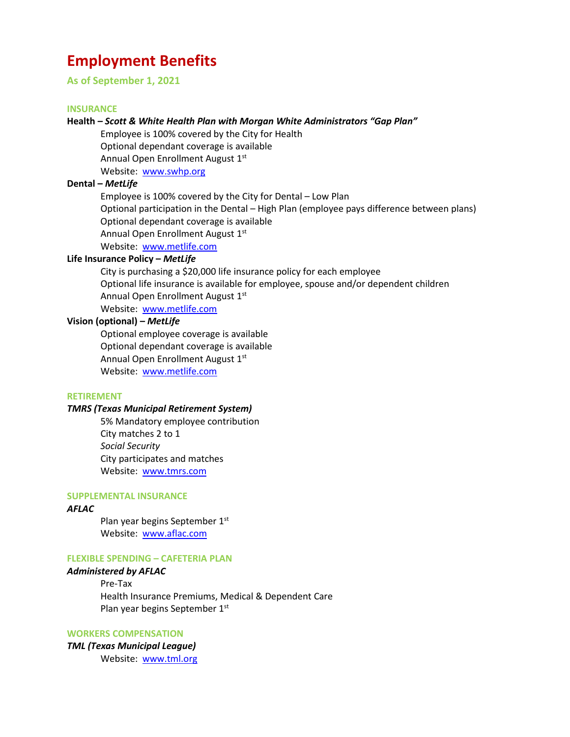# Employment Benefits

**As of September 1, 2021**

## INSURANCE

**Health –** ***Scott & White Health Plan with Morgan White Administrators "Gap Plan"***

Employee is 100% covered by the City for Health
Optional dependant coverage is available
Annual Open Enrollment August 1st
Website: www.swhp.org

**Dental –** ***MetLife***

Employee is 100% covered by the City for Dental – Low Plan
Optional participation in the Dental – High Plan (employee pays difference between plans)
Optional dependant coverage is available
Annual Open Enrollment August 1st
Website: www.metlife.com

**Life Insurance Policy –** ***MetLife***

City is purchasing a $20,000 life insurance policy for each employee
Optional life insurance is available for employee, spouse and/or dependent children
Annual Open Enrollment August 1st
Website: www.metlife.com

**Vision (optional) –** ***MetLife***

Optional employee coverage is available
Optional dependant coverage is available
Annual Open Enrollment August 1st
Website: www.metlife.com

## RETIREMENT

***TMRS (Texas Municipal Retirement System)***

5% Mandatory employee contribution
City matches 2 to 1
*Social Security*
City participates and matches
Website: www.tmrs.com

## SUPPLEMENTAL INSURANCE

***AFLAC***

Plan year begins September 1st
Website: www.aflac.com

## FLEXIBLE SPENDING – CAFETERIA PLAN

***Administered by AFLAC***

Pre-Tax
Health Insurance Premiums, Medical & Dependent Care
Plan year begins September 1st

## WORKERS COMPENSATION

***TML (Texas Municipal League)***

Website: www.tml.org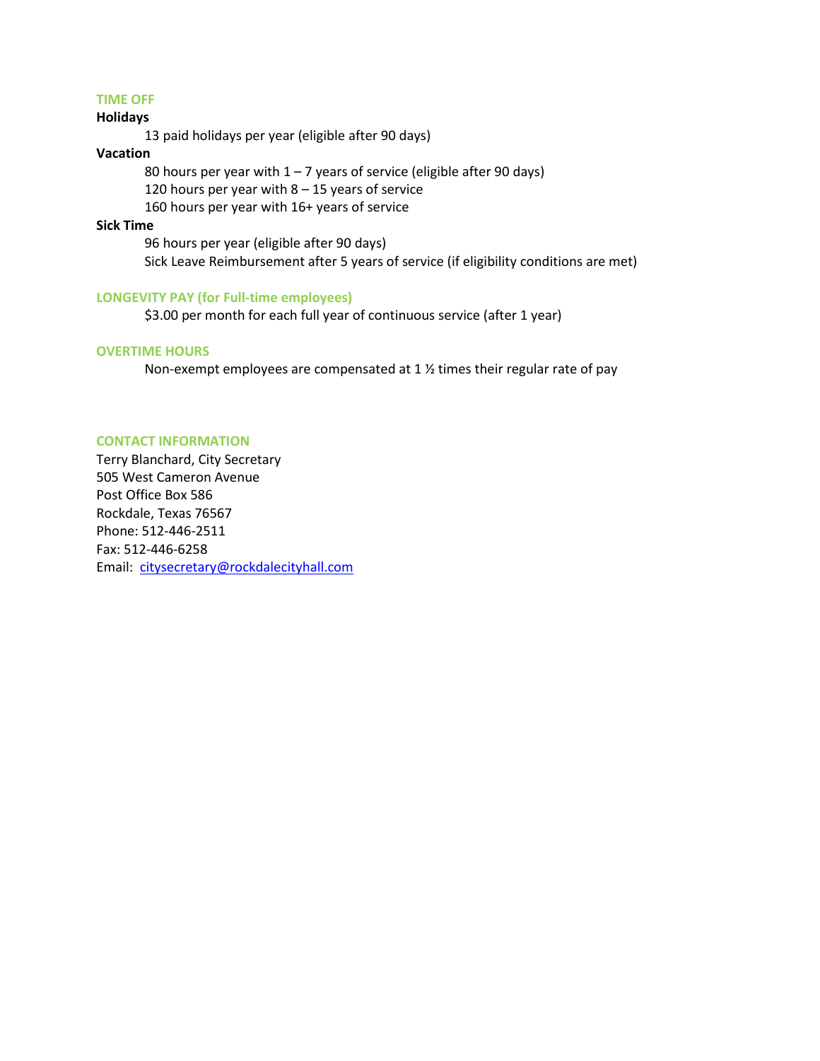## TIME OFF

**Holidays**

13 paid holidays per year (eligible after 90 days)

**Vacation**

80 hours per year with 1 – 7 years of service (eligible after 90 days)
120 hours per year with 8 – 15 years of service
160 hours per year with 16+ years of service

**Sick Time**

96 hours per year (eligible after 90 days)
Sick Leave Reimbursement after 5 years of service (if eligibility conditions are met)

## LONGEVITY PAY (for Full-time employees)

$3.00 per month for each full year of continuous service (after 1 year)

## OVERTIME HOURS

Non-exempt employees are compensated at 1 ½ times their regular rate of pay

## CONTACT INFORMATION

Terry Blanchard, City Secretary
505 West Cameron Avenue
Post Office Box 586
Rockdale, Texas 76567
Phone: 512-446-2511
Fax: 512-446-6258
Email: citysecretary@rockdalecityhall.com